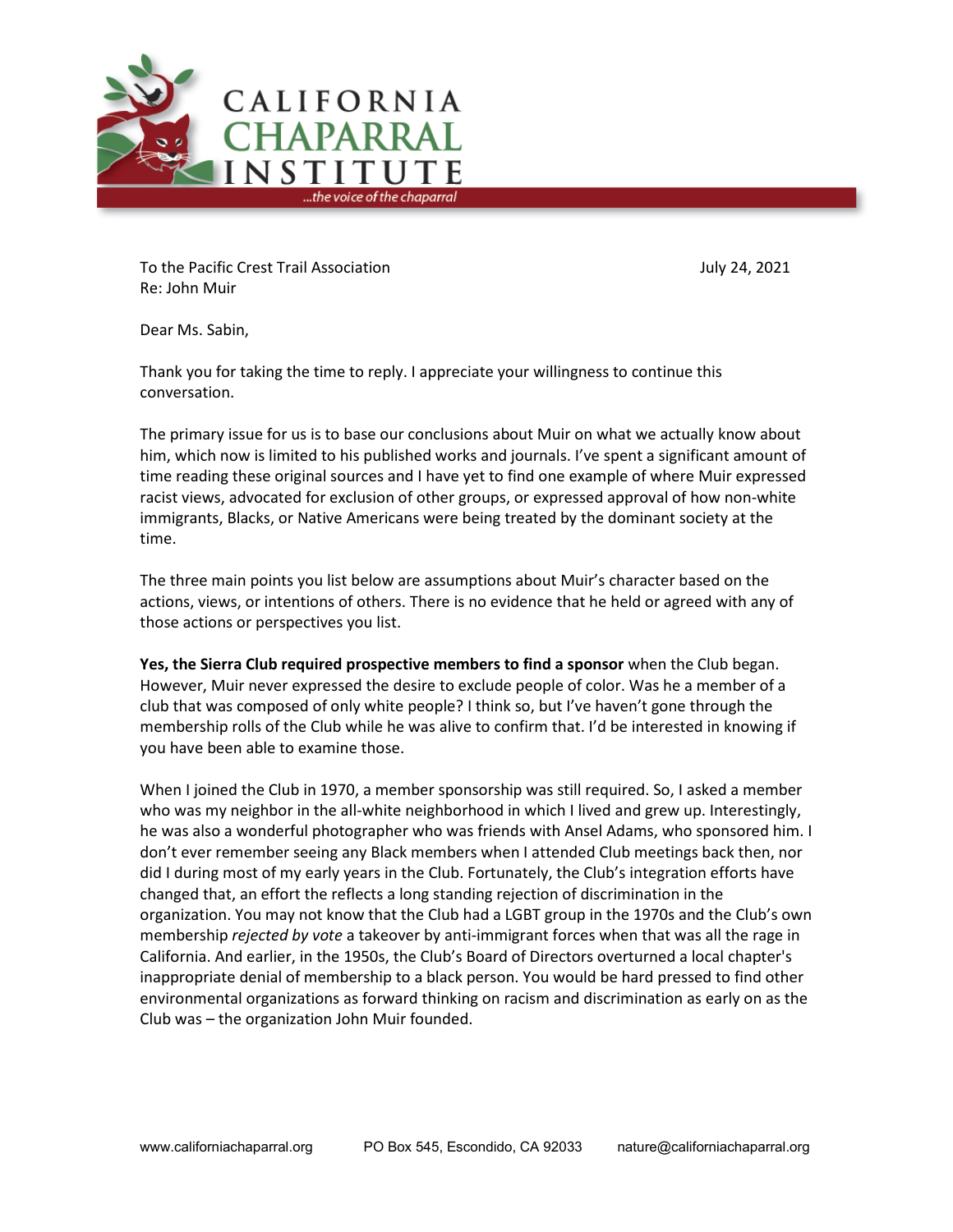CALIFORNIA CHAPARRAL INSTITUTE

*...the voice of the chaparral*

To the Pacific Crest Trail Association
Re: John Muir

July 24, 2021

Dear Ms. Sabin,

Thank you for taking the time to reply. I appreciate your willingness to continue this conversation.

The primary issue for us is to base our conclusions about Muir on what we actually know about him, which now is limited to his published works and journals. I've spent a significant amount of time reading these original sources and I have yet to find one example of where Muir expressed racist views, advocated for exclusion of other groups, or expressed approval of how non-white immigrants, Blacks, or Native Americans were being treated by the dominant society at the time.

The three main points you list below are assumptions about Muir's character based on the actions, views, or intentions of others. There is no evidence that he held or agreed with any of those actions or perspectives you list.

**Yes, the Sierra Club required prospective members to find a sponsor** when the Club began. However, Muir never expressed the desire to exclude people of color. Was he a member of a club that was composed of only white people? I think so, but I've haven't gone through the membership rolls of the Club while he was alive to confirm that. I'd be interested in knowing if you have been able to examine those.

When I joined the Club in 1970, a member sponsorship was still required. So, I asked a member who was my neighbor in the all-white neighborhood in which I lived and grew up. Interestingly, he was also a wonderful photographer who was friends with Ansel Adams, who sponsored him. I don't ever remember seeing any Black members when I attended Club meetings back then, nor did I during most of my early years in the Club. Fortunately, the Club's integration efforts have changed that, an effort the reflects a long standing rejection of discrimination in the organization. You may not know that the Club had a LGBT group in the 1970s and the Club's own membership *rejected by vote* a takeover by anti-immigrant forces when that was all the rage in California. And earlier, in the 1950s, the Club's Board of Directors overturned a local chapter's inappropriate denial of membership to a black person. You would be hard pressed to find other environmental organizations as forward thinking on racism and discrimination as early on as the Club was – the organization John Muir founded.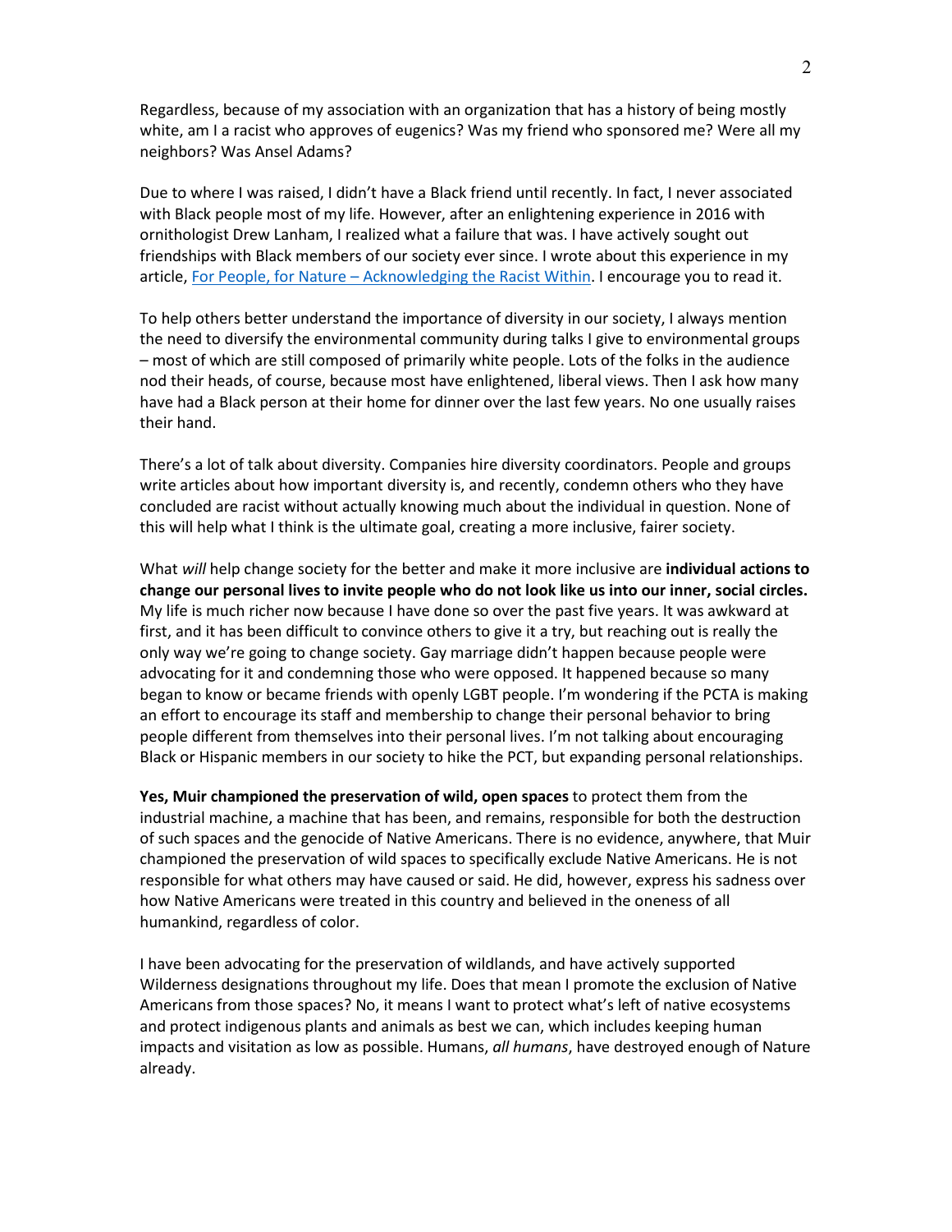Regardless, because of my association with an organization that has a history of being mostly white, am I a racist who approves of eugenics? Was my friend who sponsored me? Were all my neighbors? Was Ansel Adams?

Due to where I was raised, I didn't have a Black friend until recently. In fact, I never associated with Black people most of my life. However, after an enlightening experience in 2016 with ornithologist Drew Lanham, I realized what a failure that was. I have actively sought out friendships with Black members of our society ever since. I wrote about this experience in my article, For People, for Nature – Acknowledging the Racist Within. I encourage you to read it.

To help others better understand the importance of diversity in our society, I always mention the need to diversify the environmental community during talks I give to environmental groups – most of which are still composed of primarily white people. Lots of the folks in the audience nod their heads, of course, because most have enlightened, liberal views. Then I ask how many have had a Black person at their home for dinner over the last few years. No one usually raises their hand.

There's a lot of talk about diversity. Companies hire diversity coordinators. People and groups write articles about how important diversity is, and recently, condemn others who they have concluded are racist without actually knowing much about the individual in question. None of this will help what I think is the ultimate goal, creating a more inclusive, fairer society.

What *will* help change society for the better and make it more inclusive are **individual actions to change our personal lives to invite people who do not look like us into our inner, social circles.** My life is much richer now because I have done so over the past five years. It was awkward at first, and it has been difficult to convince others to give it a try, but reaching out is really the only way we're going to change society. Gay marriage didn't happen because people were advocating for it and condemning those who were opposed. It happened because so many began to know or became friends with openly LGBT people. I'm wondering if the PCTA is making an effort to encourage its staff and membership to change their personal behavior to bring people different from themselves into their personal lives. I'm not talking about encouraging Black or Hispanic members in our society to hike the PCT, but expanding personal relationships.

**Yes, Muir championed the preservation of wild, open spaces** to protect them from the industrial machine, a machine that has been, and remains, responsible for both the destruction of such spaces and the genocide of Native Americans. There is no evidence, anywhere, that Muir championed the preservation of wild spaces to specifically exclude Native Americans. He is not responsible for what others may have caused or said. He did, however, express his sadness over how Native Americans were treated in this country and believed in the oneness of all humankind, regardless of color.

I have been advocating for the preservation of wildlands, and have actively supported Wilderness designations throughout my life. Does that mean I promote the exclusion of Native Americans from those spaces? No, it means I want to protect what's left of native ecosystems and protect indigenous plants and animals as best we can, which includes keeping human impacts and visitation as low as possible. Humans, *all humans*, have destroyed enough of Nature already.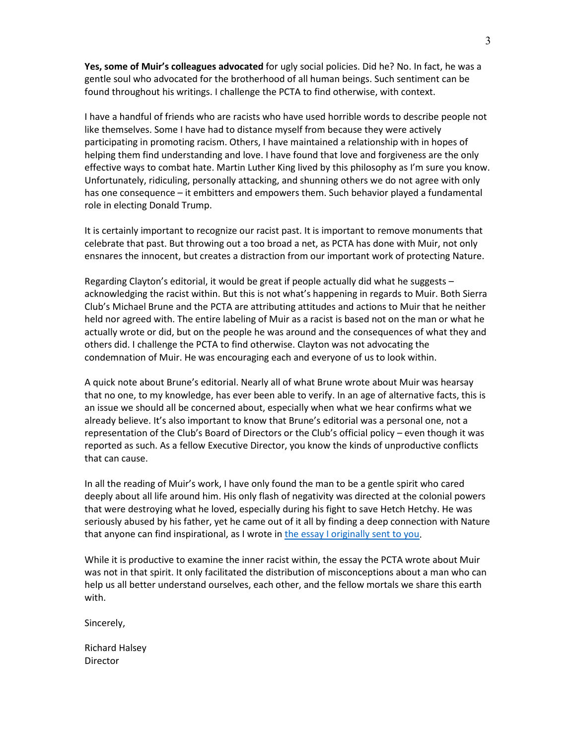**Yes, some of Muir's colleagues advocated** for ugly social policies. Did he? No. In fact, he was a gentle soul who advocated for the brotherhood of all human beings. Such sentiment can be found throughout his writings. I challenge the PCTA to find otherwise, with context.

I have a handful of friends who are racists who have used horrible words to describe people not like themselves. Some I have had to distance myself from because they were actively participating in promoting racism. Others, I have maintained a relationship with in hopes of helping them find understanding and love. I have found that love and forgiveness are the only effective ways to combat hate. Martin Luther King lived by this philosophy as I'm sure you know. Unfortunately, ridiculing, personally attacking, and shunning others we do not agree with only has one consequence – it embitters and empowers them. Such behavior played a fundamental role in electing Donald Trump.

It is certainly important to recognize our racist past. It is important to remove monuments that celebrate that past. But throwing out a too broad a net, as PCTA has done with Muir, not only ensnares the innocent, but creates a distraction from our important work of protecting Nature.

Regarding Clayton's editorial, it would be great if people actually did what he suggests – acknowledging the racist within. But this is not what's happening in regards to Muir. Both Sierra Club's Michael Brune and the PCTA are attributing attitudes and actions to Muir that he neither held nor agreed with. The entire labeling of Muir as a racist is based not on the man or what he actually wrote or did, but on the people he was around and the consequences of what they and others did. I challenge the PCTA to find otherwise. Clayton was not advocating the condemnation of Muir. He was encouraging each and everyone of us to look within.

A quick note about Brune's editorial. Nearly all of what Brune wrote about Muir was hearsay that no one, to my knowledge, has ever been able to verify. In an age of alternative facts, this is an issue we should all be concerned about, especially when what we hear confirms what we already believe. It's also important to know that Brune's editorial was a personal one, not a representation of the Club's Board of Directors or the Club's official policy – even though it was reported as such. As a fellow Executive Director, you know the kinds of unproductive conflicts that can cause.

In all the reading of Muir's work, I have only found the man to be a gentle spirit who cared deeply about all life around him. His only flash of negativity was directed at the colonial powers that were destroying what he loved, especially during his fight to save Hetch Hetchy. He was seriously abused by his father, yet he came out of it all by finding a deep connection with Nature that anyone can find inspirational, as I wrote in the essay I originally sent to you.

While it is productive to examine the inner racist within, the essay the PCTA wrote about Muir was not in that spirit. It only facilitated the distribution of misconceptions about a man who can help us all better understand ourselves, each other, and the fellow mortals we share this earth with.

Sincerely,

Richard Halsey
Director